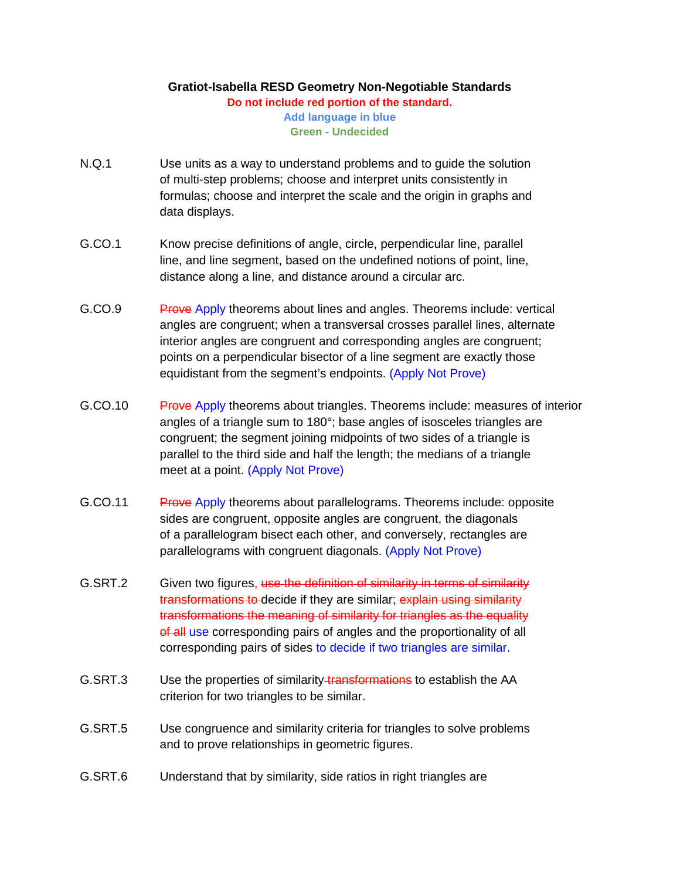**Gratiot-Isabella RESD Geometry Non-Negotiable Standards**

**Do not include red portion of the standard.**

**Add language in blue**

**Green - Undecided**

N.Q.1 Use units as a way to understand problems and to guide the solution of multi-step problems; choose and interpret units consistently in formulas; choose and interpret the scale and the origin in graphs and data displays.

G.CO.1 Know precise definitions of angle, circle, perpendicular line, parallel line, and line segment, based on the undefined notions of point, line, distance along a line, and distance around a circular arc.

G.CO.9 ~~Prove~~ Apply theorems about lines and angles. Theorems include: vertical angles are congruent; when a transversal crosses parallel lines, alternate interior angles are congruent and corresponding angles are congruent; points on a perpendicular bisector of a line segment are exactly those equidistant from the segment's endpoints. (Apply Not Prove)

G.CO.10 ~~Prove~~ Apply theorems about triangles. Theorems include: measures of interior angles of a triangle sum to 180°; base angles of isosceles triangles are congruent; the segment joining midpoints of two sides of a triangle is parallel to the third side and half the length; the medians of a triangle meet at a point. (Apply Not Prove)

G.CO.11 ~~Prove~~ Apply theorems about parallelograms. Theorems include: opposite sides are congruent, opposite angles are congruent, the diagonals of a parallelogram bisect each other, and conversely, rectangles are parallelograms with congruent diagonals. (Apply Not Prove)

G.SRT.2 Given two figures~~, use the definition of similarity in terms of similarity transformations to~~ decide if they are similar; ~~explain using similarity transformations the meaning of similarity for triangles as the equality of all~~ use corresponding pairs of angles and the proportionality of all corresponding pairs of sides to decide if two triangles are similar.

G.SRT.3 Use the properties of similarity ~~transformations~~ to establish the AA criterion for two triangles to be similar.

G.SRT.5 Use congruence and similarity criteria for triangles to solve problems and to prove relationships in geometric figures.

G.SRT.6 Understand that by similarity, side ratios in right triangles are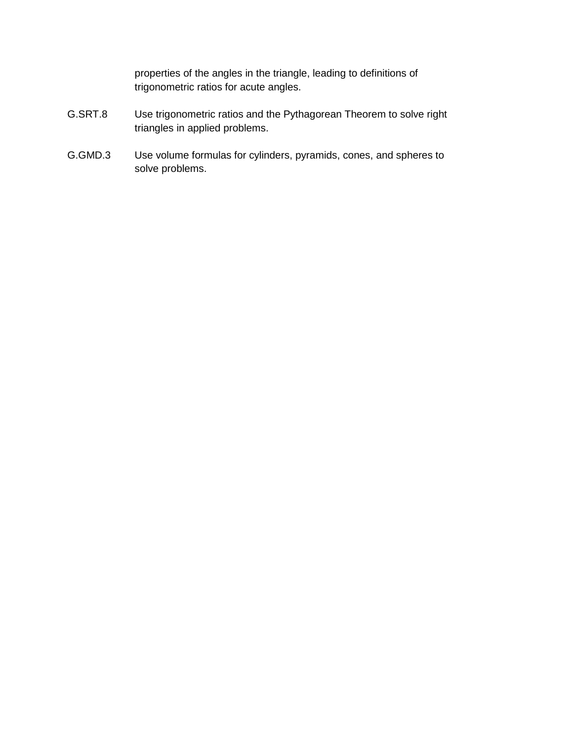properties of the angles in the triangle, leading to definitions of trigonometric ratios for acute angles.

G.SRT.8 Use trigonometric ratios and the Pythagorean Theorem to solve right triangles in applied problems.

G.GMD.3 Use volume formulas for cylinders, pyramids, cones, and spheres to solve problems.